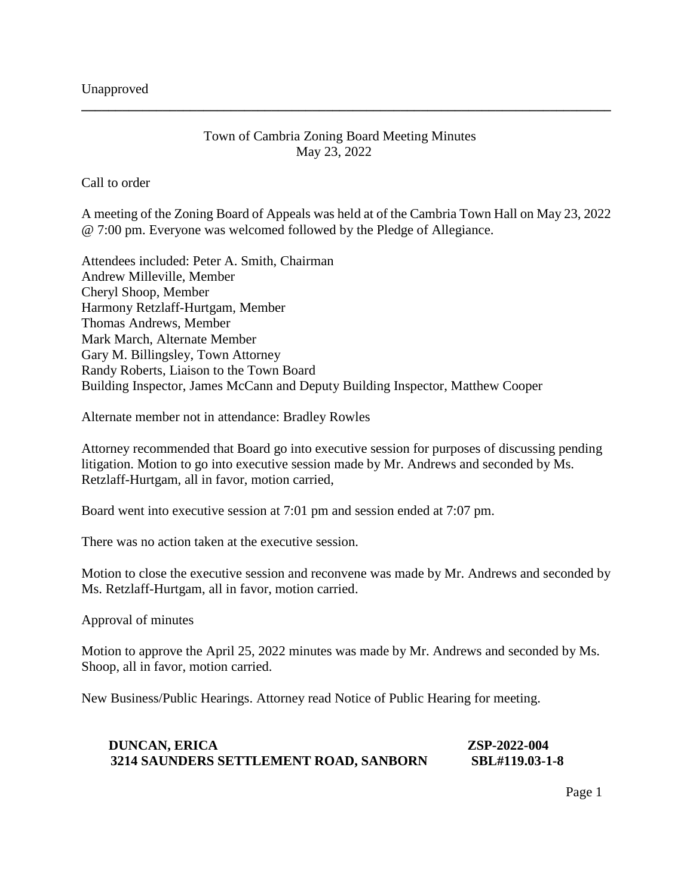Unapproved

---

Town of Cambria Zoning Board Meeting Minutes
May 23, 2022

Call to order

A meeting of the Zoning Board of Appeals was held at of the Cambria Town Hall on May 23, 2022 @ 7:00 pm. Everyone was welcomed followed by the Pledge of Allegiance.

Attendees included: Peter A. Smith, Chairman
Andrew Milleville, Member
Cheryl Shoop, Member
Harmony Retzlaff-Hurtgam, Member
Thomas Andrews, Member
Mark March, Alternate Member
Gary M. Billingsley, Town Attorney
Randy Roberts, Liaison to the Town Board
Building Inspector, James McCann and Deputy Building Inspector, Matthew Cooper

Alternate member not in attendance: Bradley Rowles

Attorney recommended that Board go into executive session for purposes of discussing pending litigation. Motion to go into executive session made by Mr. Andrews and seconded by Ms. Retzlaff-Hurtgam, all in favor, motion carried,

Board went into executive session at 7:01 pm and session ended at 7:07 pm.

There was no action taken at the executive session.

Motion to close the executive session and reconvene was made by Mr. Andrews and seconded by Ms. Retzlaff-Hurtgam, all in favor, motion carried.

Approval of minutes

Motion to approve the April 25, 2022 minutes was made by Mr. Andrews and seconded by Ms. Shoop, all in favor, motion carried.

New Business/Public Hearings. Attorney read Notice of Public Hearing for meeting.

**DUNCAN, ERICA** **ZSP-2022-004**
**3214 SAUNDERS SETTLEMENT ROAD, SANBORN** **SBL#119.03-1-8**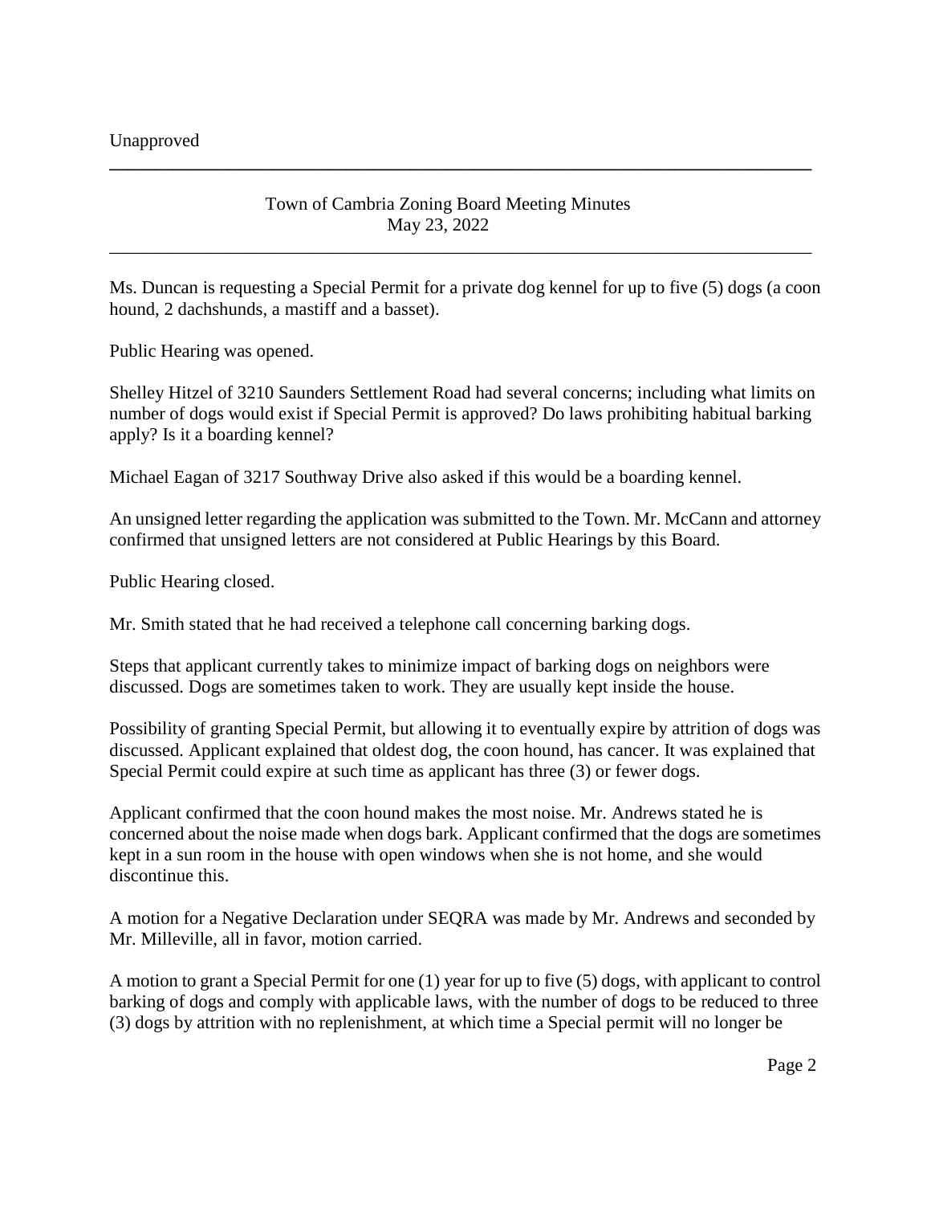Unapproved

Town of Cambria Zoning Board Meeting Minutes
May 23, 2022

Ms. Duncan is requesting a Special Permit for a private dog kennel for up to five (5) dogs (a coon hound, 2 dachshunds, a mastiff and a basset).

Public Hearing was opened.

Shelley Hitzel of 3210 Saunders Settlement Road had several concerns; including what limits on number of dogs would exist if Special Permit is approved? Do laws prohibiting habitual barking apply? Is it a boarding kennel?

Michael Eagan of 3217 Southway Drive also asked if this would be a boarding kennel.

An unsigned letter regarding the application was submitted to the Town. Mr. McCann and attorney confirmed that unsigned letters are not considered at Public Hearings by this Board.

Public Hearing closed.

Mr. Smith stated that he had received a telephone call concerning barking dogs.

Steps that applicant currently takes to minimize impact of barking dogs on neighbors were discussed. Dogs are sometimes taken to work. They are usually kept inside the house.

Possibility of granting Special Permit, but allowing it to eventually expire by attrition of dogs was discussed. Applicant explained that oldest dog, the coon hound, has cancer. It was explained that Special Permit could expire at such time as applicant has three (3) or fewer dogs.

Applicant confirmed that the coon hound makes the most noise. Mr. Andrews stated he is concerned about the noise made when dogs bark. Applicant confirmed that the dogs are sometimes kept in a sun room in the house with open windows when she is not home, and she would discontinue this.

A motion for a Negative Declaration under SEQRA was made by Mr. Andrews and seconded by Mr. Milleville, all in favor, motion carried.

A motion to grant a Special Permit for one (1) year for up to five (5) dogs, with applicant to control barking of dogs and comply with applicable laws, with the number of dogs to be reduced to three (3) dogs by attrition with no replenishment, at which time a Special permit will no longer be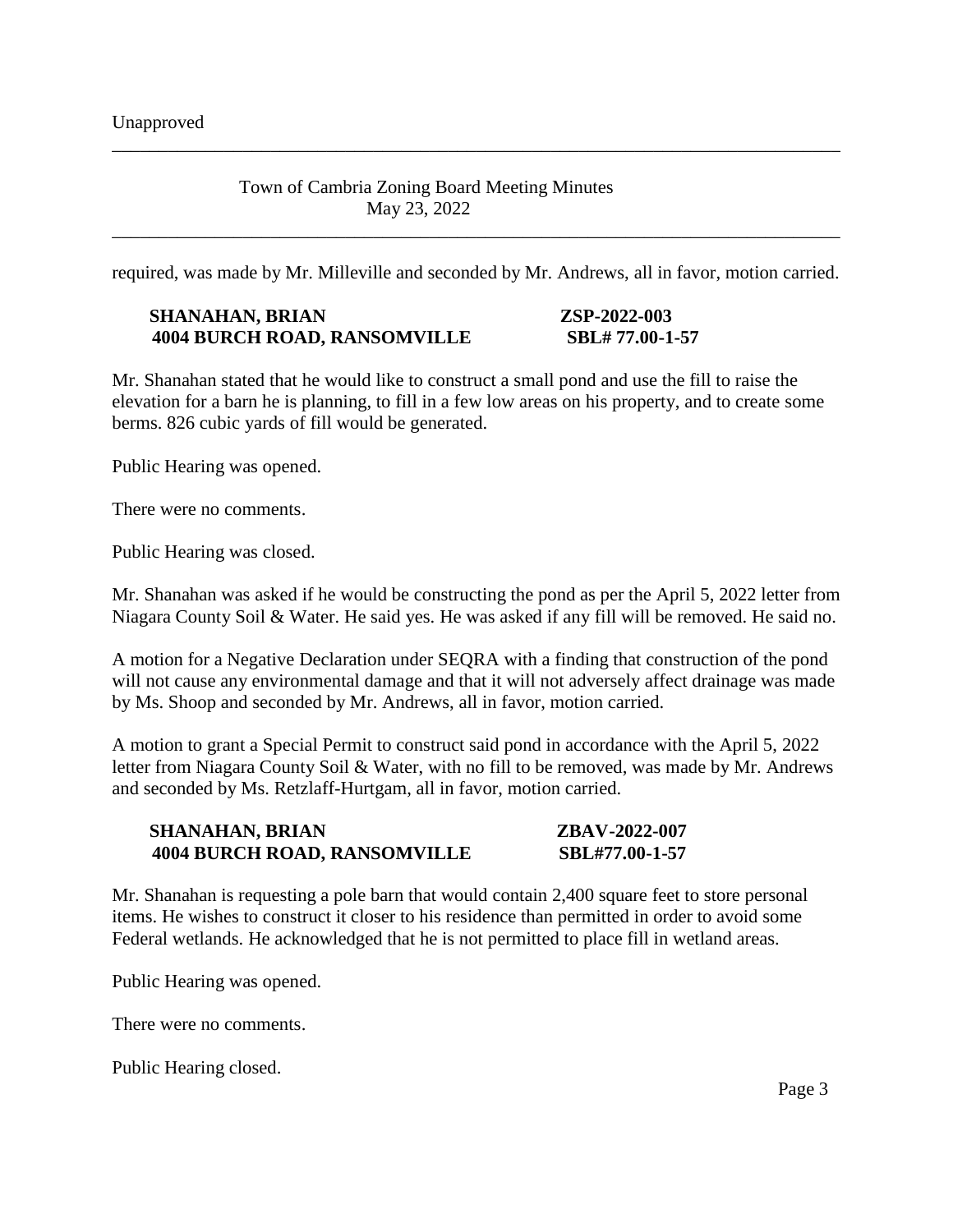required, was made by Mr. Milleville and seconded by Mr. Andrews, all in favor, motion carried.

**SHANAHAN, BRIAN ZSP-2022-003**
**4004 BURCH ROAD, RANSOMVILLE SBL# 77.00-1-57**

Mr. Shanahan stated that he would like to construct a small pond and use the fill to raise the elevation for a barn he is planning, to fill in a few low areas on his property, and to create some berms. 826 cubic yards of fill would be generated.

Public Hearing was opened.

There were no comments.

Public Hearing was closed.

Mr. Shanahan was asked if he would be constructing the pond as per the April 5, 2022 letter from Niagara County Soil & Water. He said yes. He was asked if any fill will be removed. He said no.

A motion for a Negative Declaration under SEQRA with a finding that construction of the pond will not cause any environmental damage and that it will not adversely affect drainage was made by Ms. Shoop and seconded by Mr. Andrews, all in favor, motion carried.

A motion to grant a Special Permit to construct said pond in accordance with the April 5, 2022 letter from Niagara County Soil & Water, with no fill to be removed, was made by Mr. Andrews and seconded by Ms. Retzlaff-Hurtgam, all in favor, motion carried.

**SHANAHAN, BRIAN ZBAV-2022-007**
**4004 BURCH ROAD, RANSOMVILLE SBL#77.00-1-57**

Mr. Shanahan is requesting a pole barn that would contain 2,400 square feet to store personal items. He wishes to construct it closer to his residence than permitted in order to avoid some Federal wetlands. He acknowledged that he is not permitted to place fill in wetland areas.

Public Hearing was opened.

There were no comments.

Public Hearing closed.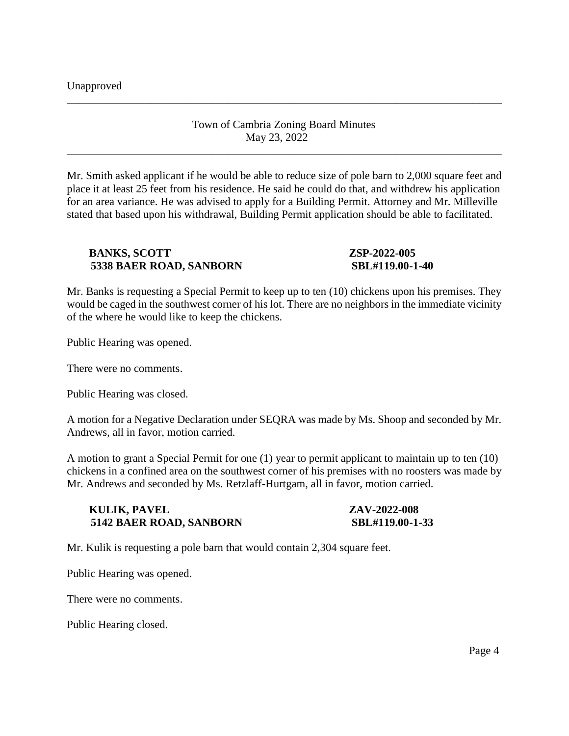Mr. Smith asked applicant if he would be able to reduce size of pole barn to 2,000 square feet and place it at least 25 feet from his residence. He said he could do that, and withdrew his application for an area variance. He was advised to apply for a Building Permit. Attorney and Mr. Milleville stated that based upon his withdrawal, Building Permit application should be able to facilitated.

**BANKS, SCOTT** **ZSP-2022-005**
**5338 BAER ROAD, SANBORN** **SBL#119.00-1-40**

Mr. Banks is requesting a Special Permit to keep up to ten (10) chickens upon his premises. They would be caged in the southwest corner of his lot. There are no neighbors in the immediate vicinity of the where he would like to keep the chickens.

Public Hearing was opened.

There were no comments.

Public Hearing was closed.

A motion for a Negative Declaration under SEQRA was made by Ms. Shoop and seconded by Mr. Andrews, all in favor, motion carried.

A motion to grant a Special Permit for one (1) year to permit applicant to maintain up to ten (10) chickens in a confined area on the southwest corner of his premises with no roosters was made by Mr. Andrews and seconded by Ms. Retzlaff-Hurtgam, all in favor, motion carried.

**KULIK, PAVEL** **ZAV-2022-008**
**5142 BAER ROAD, SANBORN** **SBL#119.00-1-33**

Mr. Kulik is requesting a pole barn that would contain 2,304 square feet.

Public Hearing was opened.

There were no comments.

Public Hearing closed.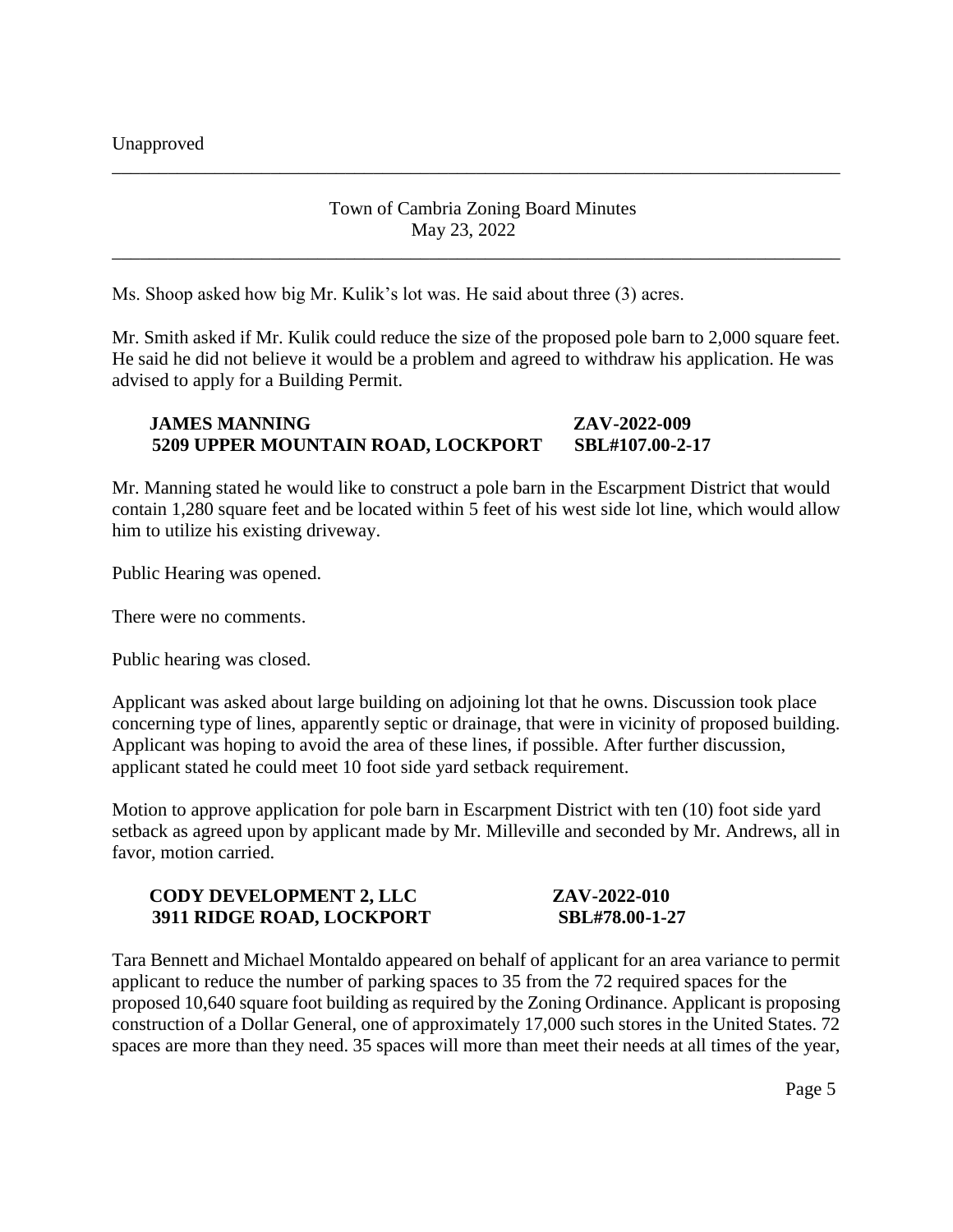Ms. Shoop asked how big Mr. Kulik's lot was. He said about three (3) acres.

Mr. Smith asked if Mr. Kulik could reduce the size of the proposed pole barn to 2,000 square feet. He said he did not believe it would be a problem and agreed to withdraw his application. He was advised to apply for a Building Permit.

**JAMES MANNING ZAV-2022-009**
**5209 UPPER MOUNTAIN ROAD, LOCKPORT SBL#107.00-2-17**

Mr. Manning stated he would like to construct a pole barn in the Escarpment District that would contain 1,280 square feet and be located within 5 feet of his west side lot line, which would allow him to utilize his existing driveway.

Public Hearing was opened.

There were no comments.

Public hearing was closed.

Applicant was asked about large building on adjoining lot that he owns. Discussion took place concerning type of lines, apparently septic or drainage, that were in vicinity of proposed building. Applicant was hoping to avoid the area of these lines, if possible. After further discussion, applicant stated he could meet 10 foot side yard setback requirement.

Motion to approve application for pole barn in Escarpment District with ten (10) foot side yard setback as agreed upon by applicant made by Mr. Milleville and seconded by Mr. Andrews, all in favor, motion carried.

**CODY DEVELOPMENT 2, LLC ZAV-2022-010**
**3911 RIDGE ROAD, LOCKPORT SBL#78.00-1-27**

Tara Bennett and Michael Montaldo appeared on behalf of applicant for an area variance to permit applicant to reduce the number of parking spaces to 35 from the 72 required spaces for the proposed 10,640 square foot building as required by the Zoning Ordinance. Applicant is proposing construction of a Dollar General, one of approximately 17,000 such stores in the United States. 72 spaces are more than they need. 35 spaces will more than meet their needs at all times of the year,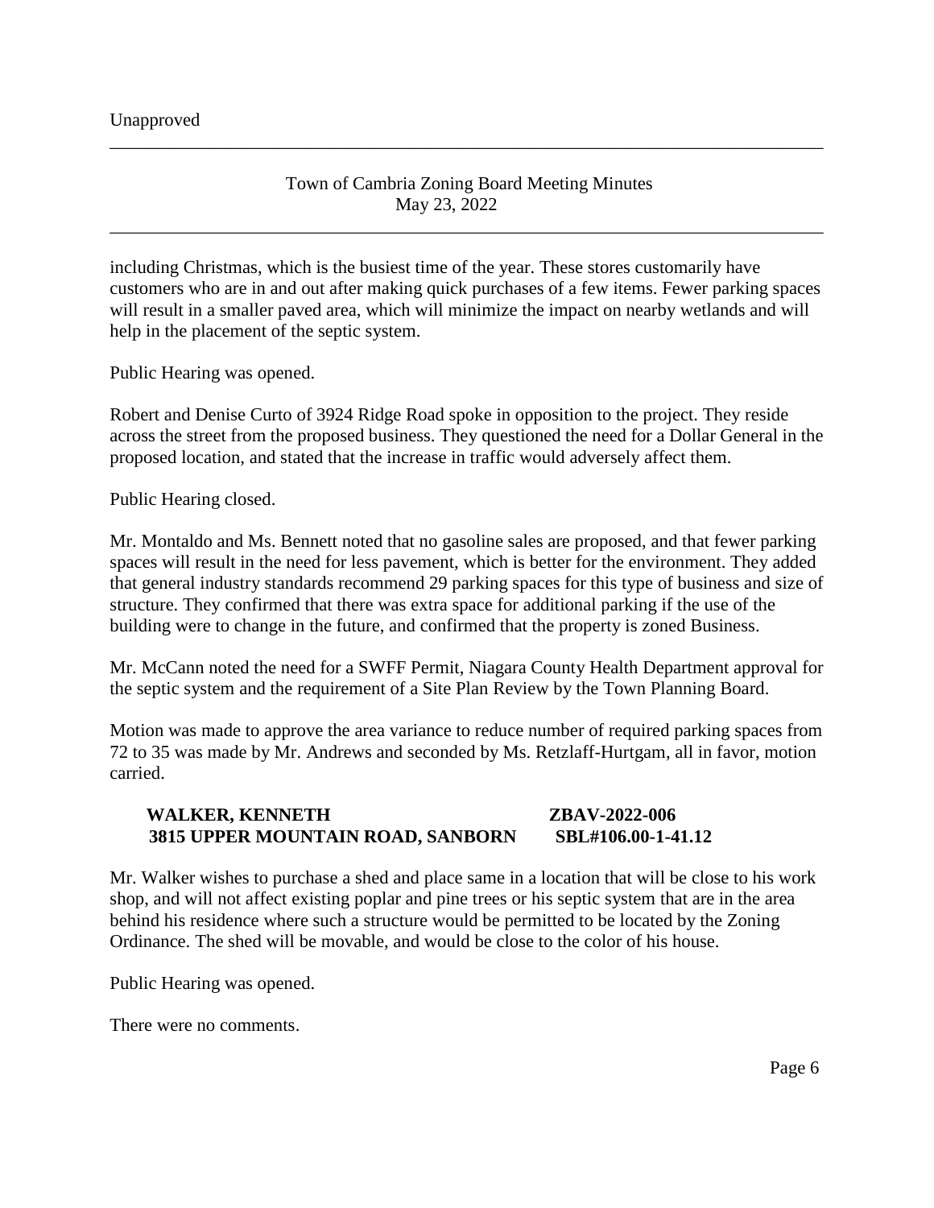including Christmas, which is the busiest time of the year. These stores customarily have customers who are in and out after making quick purchases of a few items. Fewer parking spaces will result in a smaller paved area, which will minimize the impact on nearby wetlands and will help in the placement of the septic system.

Public Hearing was opened.

Robert and Denise Curto of 3924 Ridge Road spoke in opposition to the project. They reside across the street from the proposed business. They questioned the need for a Dollar General in the proposed location, and stated that the increase in traffic would adversely affect them.

Public Hearing closed.

Mr. Montaldo and Ms. Bennett noted that no gasoline sales are proposed, and that fewer parking spaces will result in the need for less pavement, which is better for the environment. They added that general industry standards recommend 29 parking spaces for this type of business and size of structure. They confirmed that there was extra space for additional parking if the use of the building were to change in the future, and confirmed that the property is zoned Business.

Mr. McCann noted the need for a SWFF Permit, Niagara County Health Department approval for the septic system and the requirement of a Site Plan Review by the Town Planning Board.

Motion was made to approve the area variance to reduce number of required parking spaces from 72 to 35 was made by Mr. Andrews and seconded by Ms. Retzlaff-Hurtgam, all in favor, motion carried.

**WALKER, KENNETH** **ZBAV-2022-006**
**3815 UPPER MOUNTAIN ROAD, SANBORN** **SBL#106.00-1-41.12**

Mr. Walker wishes to purchase a shed and place same in a location that will be close to his work shop, and will not affect existing poplar and pine trees or his septic system that are in the area behind his residence where such a structure would be permitted to be located by the Zoning Ordinance. The shed will be movable, and would be close to the color of his house.

Public Hearing was opened.

There were no comments.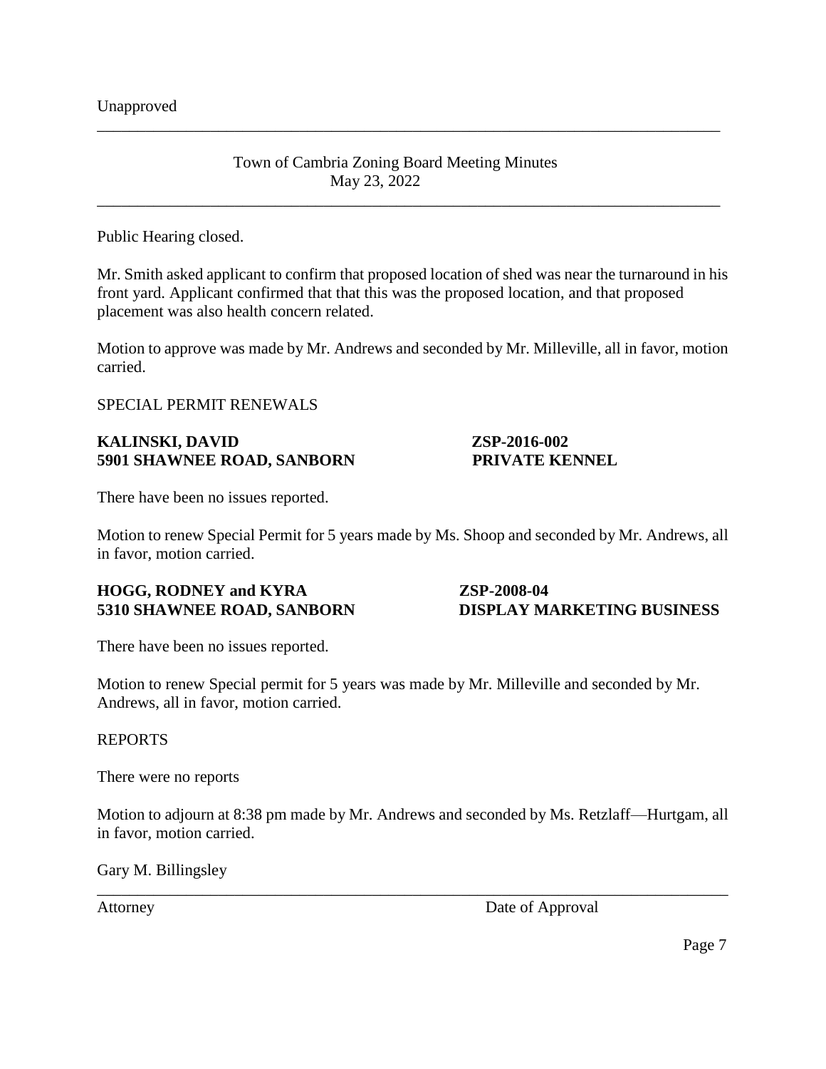Public Hearing closed.

Mr. Smith asked applicant to confirm that proposed location of shed was near the turnaround in his front yard. Applicant confirmed that that this was the proposed location, and that proposed placement was also health concern related.

Motion to approve was made by Mr. Andrews and seconded by Mr. Milleville, all in favor, motion carried.

SPECIAL PERMIT RENEWALS

**KALINSKI, DAVID** **ZSP-2016-002**
**5901 SHAWNEE ROAD, SANBORN** **PRIVATE KENNEL**

There have been no issues reported.

Motion to renew Special Permit for 5 years made by Ms. Shoop and seconded by Mr. Andrews, all in favor, motion carried.

**HOGG, RODNEY and KYRA** **ZSP-2008-04**
**5310 SHAWNEE ROAD, SANBORN** **DISPLAY MARKETING BUSINESS**

There have been no issues reported.

Motion to renew Special permit for 5 years was made by Mr. Milleville and seconded by Mr. Andrews, all in favor, motion carried.

REPORTS

There were no reports

Motion to adjourn at 8:38 pm made by Mr. Andrews and seconded by Ms. Retzlaff—Hurtgam, all in favor, motion carried.

Gary M. Billingsley

Attorney Date of Approval